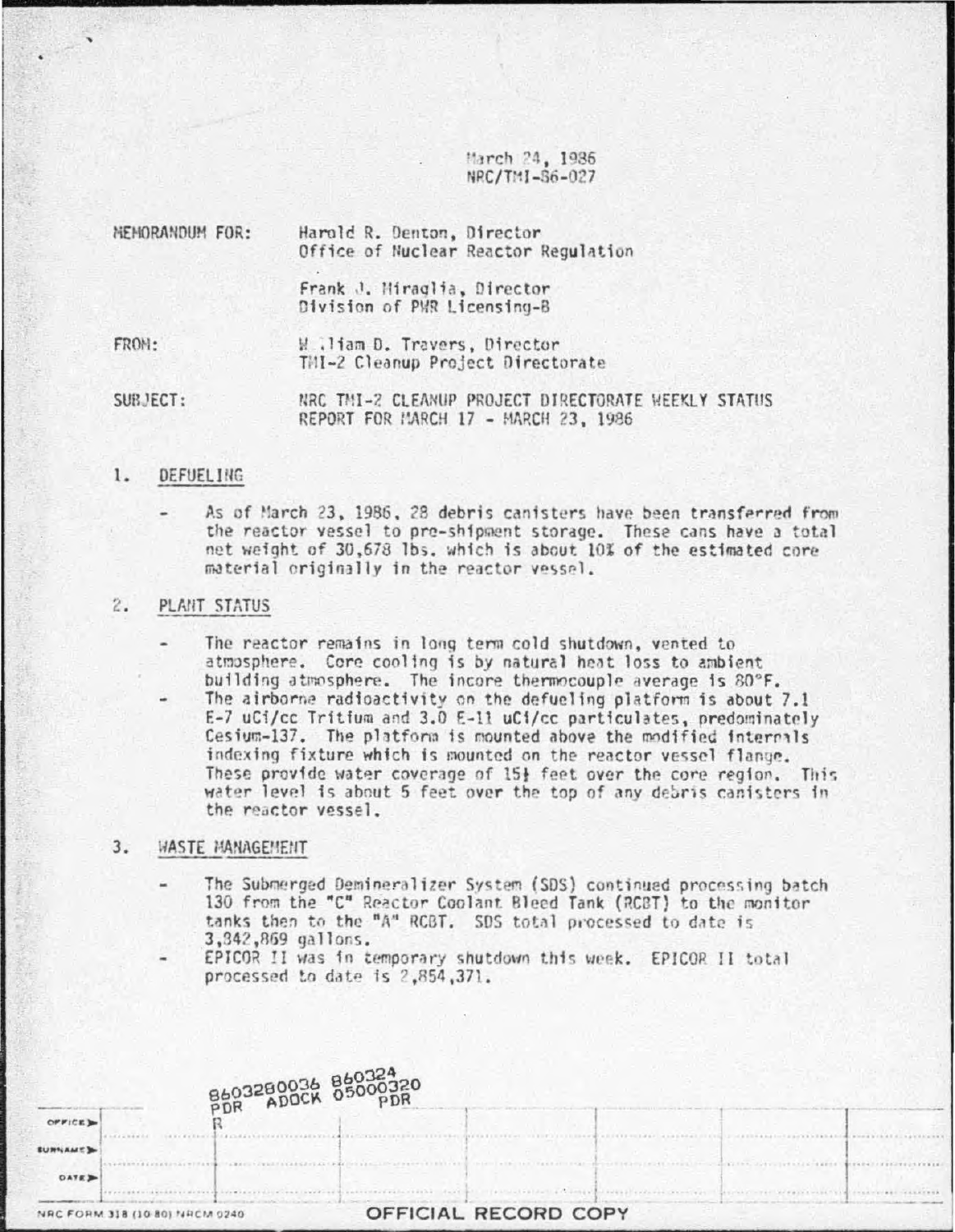March 24, 1986
NRC/TMI-86-027

MEMORANDUM FOR: Harold R. Denton, Director
Office of Nuclear Reactor Regulation

Frank J. Miraglia, Director
Division of PWR Licensing-B

FROM: William D. Travers, Director
TMI-2 Cleanup Project Directorate

SUBJECT: NRC TMI-2 CLEANUP PROJECT DIRECTORATE WEEKLY STATUS REPORT FOR MARCH 17 - MARCH 23, 1986

## 1. DEFUELING

- As of March 23, 1986, 28 debris canisters have been transferred from the reactor vessel to pre-shipment storage. These cans have a total net weight of 30,678 lbs. which is about 10% of the estimated core material originally in the reactor vessel.

## 2. PLANT STATUS

- The reactor remains in long term cold shutdown, vented to atmosphere. Core cooling is by natural heat loss to ambient building atmosphere. The incore thermocouple average is 80°F.
- The airborne radioactivity on the defueling platform is about 7.1 E-7 uCi/cc Tritium and 3.0 E-11 uCi/cc particulates, predominately Cesium-137. The platform is mounted above the modified internals indexing fixture which is mounted on the reactor vessel flange. These provide water coverage of 15½ feet over the core region. This water level is about 5 feet over the top of any debris canisters in the reactor vessel.

## 3. WASTE MANAGEMENT

- The Submerged Demineralizer System (SDS) continued processing batch 130 from the "C" Reactor Coolant Bleed Tank (RCBT) to the monitor tanks then to the "A" RCBT. SDS total processed to date is 3,842,869 gallons.
- EPICOR II was in temporary shutdown this week. EPICOR II total processed to date is 2,854,371.

8603280036 860324
PDR ADOCK 05000320
R PDR

OFFICIAL RECORD COPY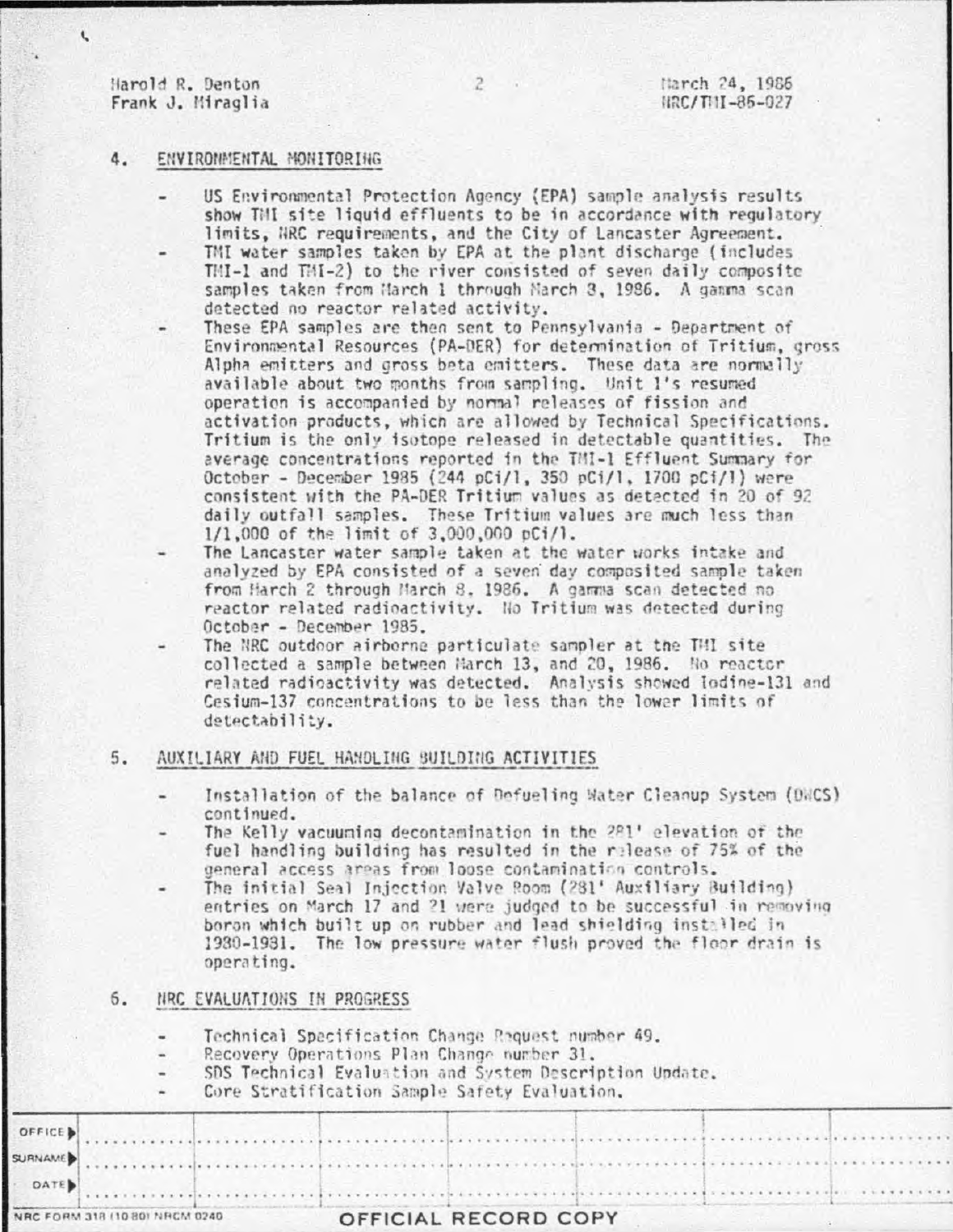Harold R. Denton
Frank J. Miraglia

March 24, 1986
NRC/TMI-86-027

4. ENVIRONMENTAL MONITORING

- US Environmental Protection Agency (EPA) sample analysis results show TMI site liquid effluents to be in accordance with regulatory limits, NRC requirements, and the City of Lancaster Agreement.
- TMI water samples taken by EPA at the plant discharge (includes TMI-1 and TMI-2) to the river consisted of seven daily composite samples taken from March 1 through March 8, 1986. A gamma scan detected no reactor related activity.
- These EPA samples are then sent to Pennsylvania - Department of Environmental Resources (PA-DER) for determination of Tritium, gross Alpha emitters and gross beta emitters. These data are normally available about two months from sampling. Unit 1's resumed operation is accompanied by normal releases of fission and activation products, which are allowed by Technical Specifications. Tritium is the only isotope released in detectable quantities. The average concentrations reported in the TMI-1 Effluent Summary for October - December 1985 (244 pCi/l, 350 pCi/l, 1700 pCi/l) were consistent with the PA-DER Tritium values as detected in 20 of 92 daily outfall samples. These Tritium values are much less than 1/1,000 of the limit of 3,000,000 pCi/l.
- The Lancaster water sample taken at the water works intake and analyzed by EPA consisted of a seven day composited sample taken from March 2 through March 8, 1986. A gamma scan detected no reactor related radioactivity. No Tritium was detected during October - December 1985.
- The NRC outdoor airborne particulate sampler at the TMI site collected a sample between March 13, and 20, 1986. No reactor related radioactivity was detected. Analysis showed Iodine-131 and Cesium-137 concentrations to be less than the lower limits of detectability.

5. AUXILIARY AND FUEL HANDLING BUILDING ACTIVITIES

- Installation of the balance of Defueling Water Cleanup System (DWCS) continued.
- The Kelly vacuuming decontamination in the 281' elevation of the fuel handling building has resulted in the release of 75% of the general access areas from loose contamination controls.
- The initial Seal Injection Valve Room (281' Auxiliary Building) entries on March 17 and 21 were judged to be successful in removing boron which built up on rubber and lead shielding installed in 1980-1981. The low pressure water flush proved the floor drain is operating.

6. NRC EVALUATIONS IN PROGRESS

- Technical Specification Change Request number 49.
- Recovery Operations Plan Change number 31.
- SDS Technical Evaluation and System Description Update.
- Core Stratification Sample Safety Evaluation.

| OFFICE | | | | | | |
|---|---|---|---|---|---|---|
| SURNAME | | | | | | |
| DATE | | | | | | |

NRC FORM 318 (10 80) NRCM 0240

OFFICIAL RECORD COPY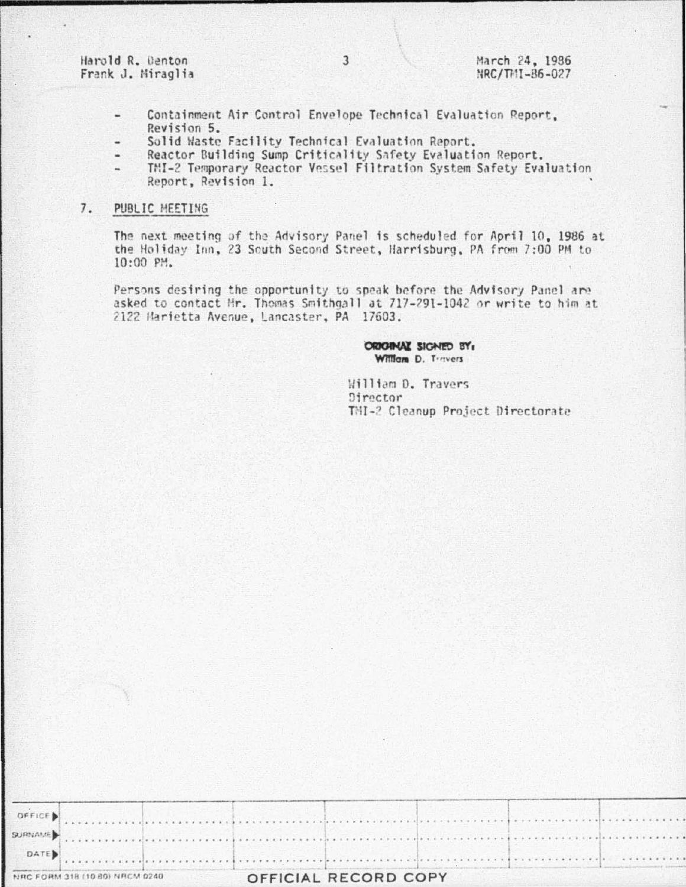Harold R. Denton
Frank J. Miraglia

March 24, 1986
NRC/TMI-86-027

- Containment Air Control Envelope Technical Evaluation Report, Revision 5.
- Solid Waste Facility Technical Evaluation Report.
- Reactor Building Sump Criticality Safety Evaluation Report.
- TMI-2 Temporary Reactor Vessel Filtration System Safety Evaluation Report, Revision 1.

7. PUBLIC MEETING

The next meeting of the Advisory Panel is scheduled for April 10, 1986 at the Holiday Inn, 23 South Second Street, Harrisburg, PA from 7:00 PM to 10:00 PM.

Persons desiring the opportunity to speak before the Advisory Panel are asked to contact Mr. Thomas Smithgall at 717-291-1042 or write to him at 2122 Marietta Avenue, Lancaster, PA 17603.

ORIGINAL SIGNED BY:
William D. Travers

William D. Travers
Director
TMI-2 Cleanup Project Directorate

| OFFICE | | | | | | | |
|---|---|---|---|---|---|---|---|
| SURNAME | | | | | | | |
| DATE | | | | | | | |

NRC FORM 318 (10 80) NRCM 0240

OFFICIAL RECORD COPY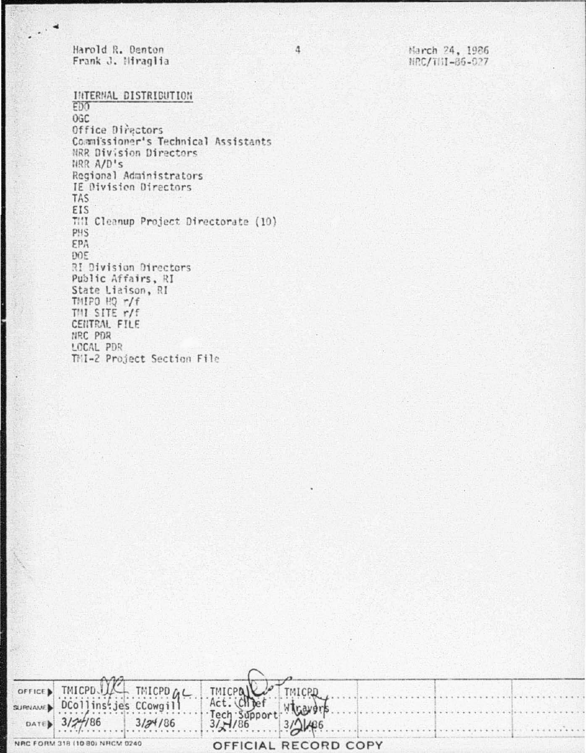Harold R. Denton
Frank J. Miraglia

March 24, 1986
NRC/TMI-86-027

INTERNAL DISTRIBUTION

EDO
OGC
Office Directors
Commissioner's Technical Assistants
NRR Division Directors
NRR A/D's
Regional Administrators
IE Division Directors
TAS
EIS
TMI Cleanup Project Directorate (10)
PHS
EPA
DOE
RI Division Directors
Public Affairs, RI
State Liaison, RI
TMIPO HQ r/f
TMI SITE r/f
CENTRAL FILE
NRC PDR
LOCAL PDR
TMI-2 Project Section File

| OFFICE | TMICPD | TMICPD | TMICPD | TMICPD | | | |
|---|---|---|---|---|---|---|---|
| SURNAME | DCollins:jes | CCowgill | Act. Chief Tech Support | WTravers | | | |
| DATE | 3/24/86 | 3/24/86 | 3/24/86 | 3/24/86 | | | |

NRC FORM 318 (10 80) NRCM 0240

OFFICIAL RECORD COPY